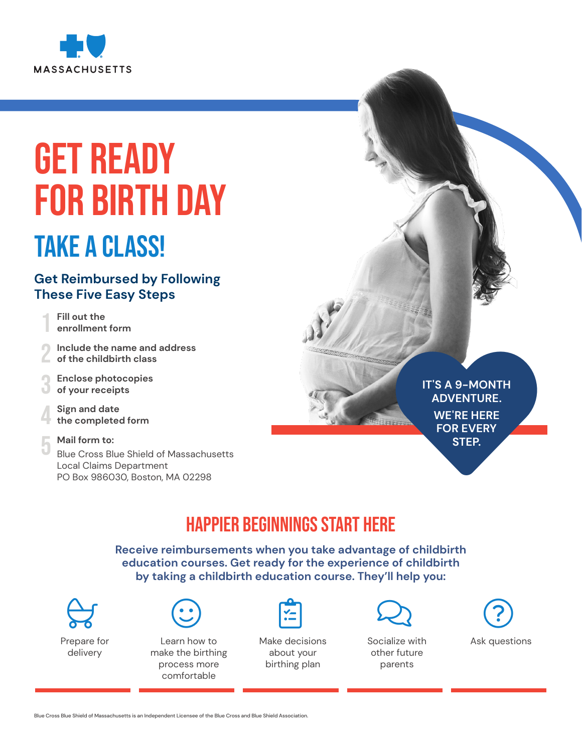MASSACHUSETTS

# GET READY FOR BIRTH DAY

## TAKE A CLASS!

### Get Reimbursed by Following These Five Easy Steps

1. **Fill out the enrollment form**
2. **Include the name and address of the childbirth class**
3. **Enclose photocopies of your receipts**
4. **Sign and date the completed form**
5. **Mail form to:**
   Blue Cross Blue Shield of Massachusetts
   Local Claims Department
   PO Box 986030, Boston, MA 02298

**IT'S A 9-MONTH ADVENTURE.**

**WE'RE HERE FOR EVERY STEP.**

## HAPPIER BEGINNINGS START HERE

**Receive reimbursements when you take advantage of childbirth education courses. Get ready for the experience of childbirth by taking a childbirth education course. They'll help you:**

- Prepare for delivery
- Learn how to make the birthing process more comfortable
- Make decisions about your birthing plan
- Socialize with other future parents
- Ask questions

Blue Cross Blue Shield of Massachusetts is an Independent Licensee of the Blue Cross and Blue Shield Association.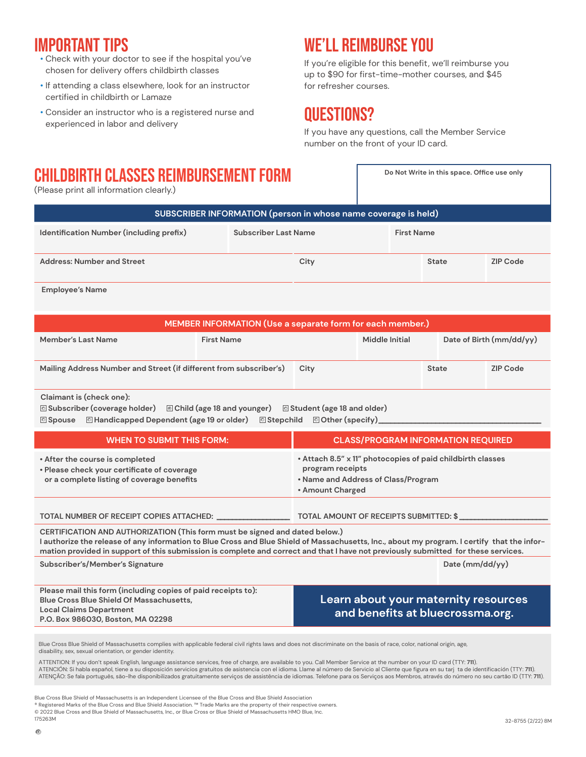## IMPORTANT TIPS

- Check with your doctor to see if the hospital you've chosen for delivery offers childbirth classes
- If attending a class elsewhere, look for an instructor certified in childbirth or Lamaze
- Consider an instructor who is a registered nurse and experienced in labor and delivery

## WE'LL REIMBURSE YOU

If you're eligible for this benefit, we'll reimburse you up to $90 for first-time-mother courses, and $45 for refresher courses.

## QUESTIONS?

If you have any questions, call the Member Service number on the front of your ID card.

# CHILDBIRTH CLASSES REIMBURSEMENT FORM

(Please print all information clearly.)

Do Not Write in this space. Office use only

**SUBSCRIBER INFORMATION (person in whose coverage is held)**

| Identification Number (including prefix) | Subscriber Last Name | First Name | |
|---|---|---|---|
| Address: Number and Street | City | State | ZIP Code |
| Employee's Name | | | |

**MEMBER INFORMATION (Use a separate form for each member.)**

| Member's Last Name | First Name | Middle Initial | Date of Birth (mm/dd/yy) |
|---|---|---|---|
| Mailing Address Number and Street (if different from subscriber's) | City | State | ZIP Code |

Claimant is (check one):
☐ Subscriber (coverage holder) ☐ Child (age 18 and younger) ☐ Student (age 18 and older)
☐ Spouse ☐ Handicapped Dependent (age 19 or older) ☐ Stepchild ☐ Other (specify)________________

| WHEN TO SUBMIT THIS FORM: | CLASS/PROGRAM INFORMATION REQUIRED |
|---|---|
| • After the course is completed<br>• Please check your certificate of coverage or a complete listing of coverage benefits | • Attach 8.5" x 11" photocopies of paid childbirth classes program receipts<br>• Name and Address of Class/Program<br>• Amount Charged |
| TOTAL NUMBER OF RECEIPT COPIES ATTACHED: ________________ | TOTAL AMOUNT OF RECEIPTS SUBMITTED: $ ____________________ |

**CERTIFICATION AND AUTHORIZATION (This form must be signed and dated below.)**
**I authorize the release of any information to Blue Cross and Blue Shield of Massachusetts, Inc., about my program. I certify that the information provided in support of this submission is complete and correct and that I have not previously submitted for these services.**

| Subscriber's/Member's Signature | Date (mm/dd/yy) |
|---|---|

**Please mail this form (including copies of paid receipts to):**
**Blue Cross Blue Shield Of Massachusetts,**
**Local Claims Department**
**P.O. Box 986030, Boston, MA 02298**

**Learn about your maternity resources and benefits at bluecrossma.org.**

Blue Cross Blue Shield of Massachusetts complies with applicable federal civil rights laws and does not discriminate on the basis of race, color, national origin, age, disability, sex, sexual orientation, or gender identity.

ATTENTION: If you don't speak English, language assistance services, free of charge, are available to you. Call Member Service at the number on your ID card (TTY: **711**).
ATENCIÓN: Si habla español, tiene a su disposición servicios gratuitos de asistencia con el idioma. Llame al número de Servicio al Cliente que figura en su tarj ta de identificación (TTY: **711**).
ATENÇÃO: Se fala português, são-lhe disponibilizados gratuitamente serviços de assistência de idiomas. Telefone para os Serviços aos Membros, através do número no seu cartão ID (TTY: **711**).

Blue Cross Blue Shield of Massachusetts is an Independent Licensee of the Blue Cross and Blue Shield Association
® Registered Marks of the Blue Cross and Blue Shield Association. ™ Trade Marks are the property of their respective owners.
© 2022 Blue Cross and Blue Shield of Massachusetts, Inc., or Blue Cross or Blue Shield of Massachusetts HMO Blue, Inc.
175263M

32-8755 (2/22) 8M